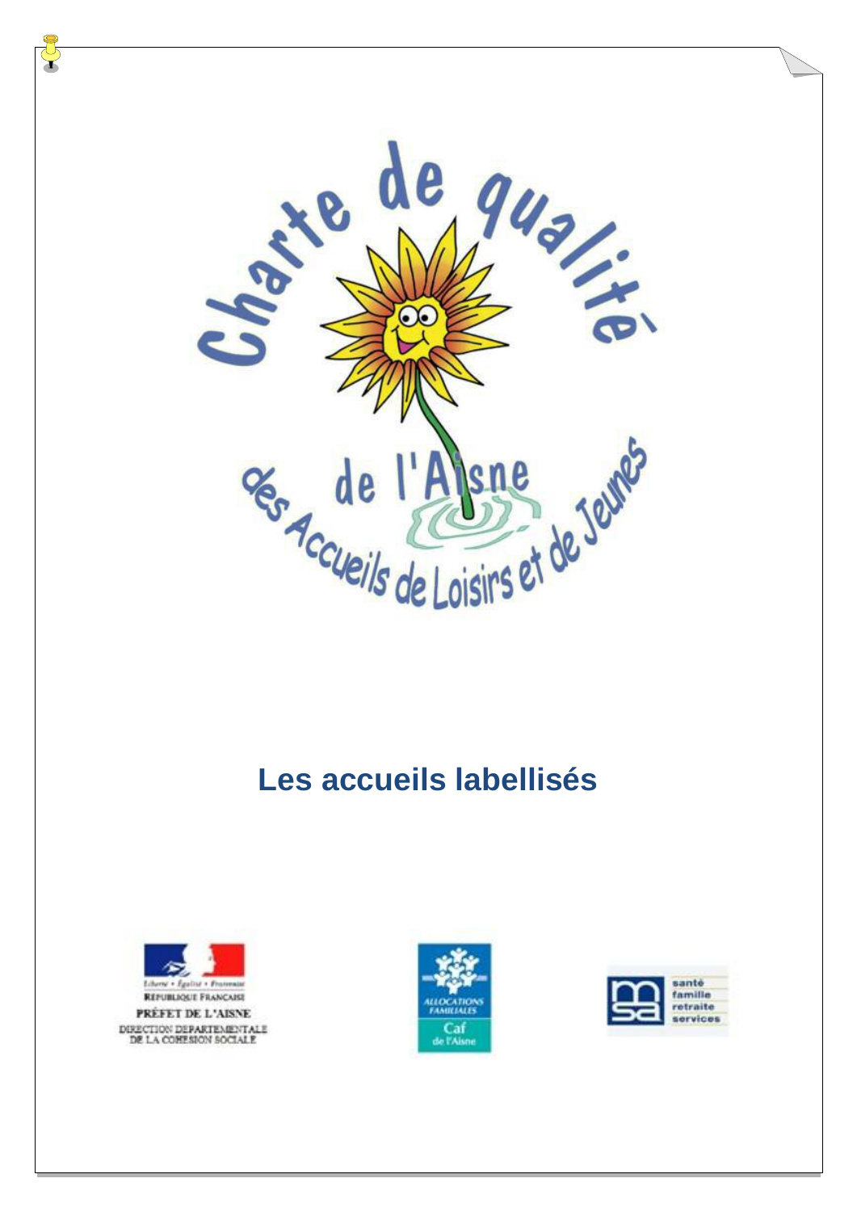# Charte de qualité de l'Aisne des Accueils de Loisirs et de Jeunes

## Les accueils labellisés

Liberté • Égalité • Fraternité
RÉPUBLIQUE FRANÇAISE
PRÉFET DE L'AISNE
DIRECTION DEPARTEMENTALE DE LA COHESION SOCIALE

ALLOCATIONS FAMILIALES
Caf de l'Aisne

msa
santé
famille
retraite
services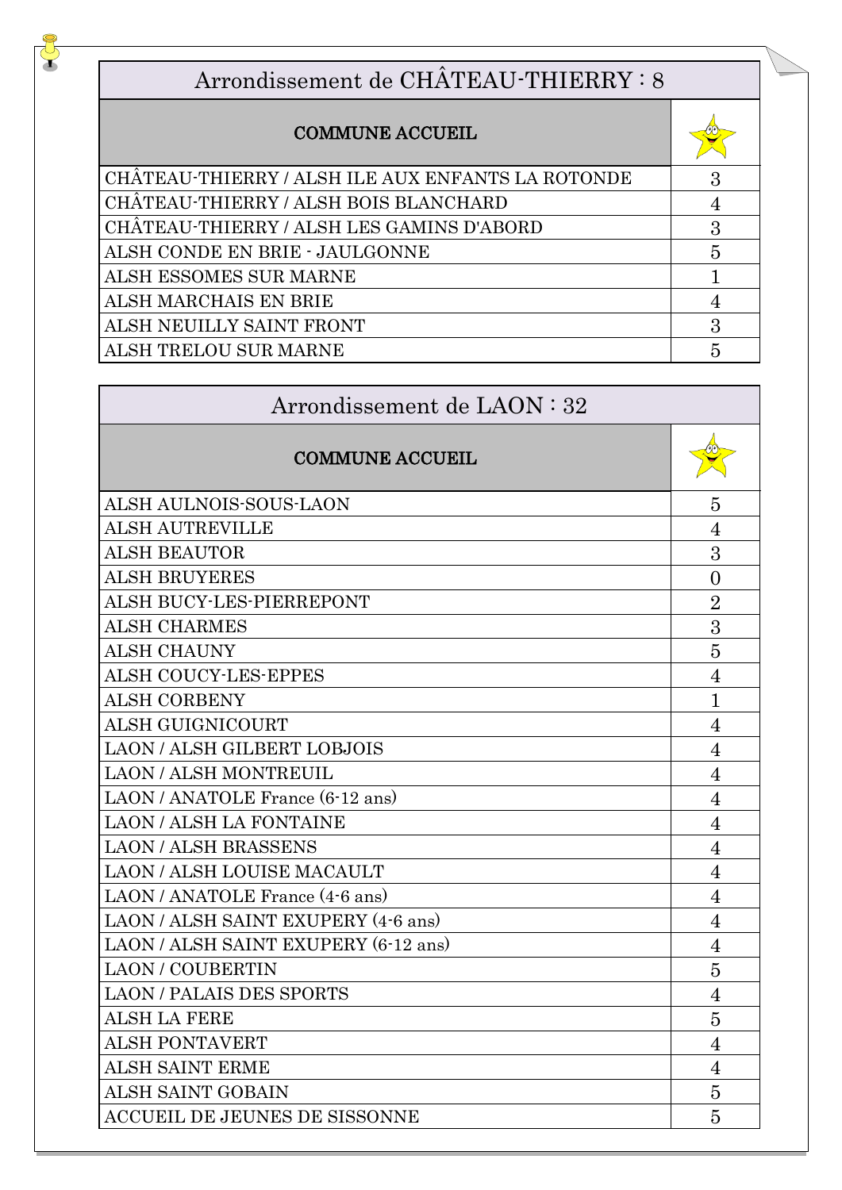## Arrondissement de CHÂTEAU-THIERRY : 8

| COMMUNE ACCUEIL | ⭐ |
| --- | --- |
| CHÂTEAU-THIERRY / ALSH ILE AUX ENFANTS LA ROTONDE | 3 |
| CHÂTEAU-THIERRY / ALSH BOIS BLANCHARD | 4 |
| CHÂTEAU-THIERRY / ALSH LES GAMINS D'ABORD | 3 |
| ALSH CONDE EN BRIE - JAULGONNE | 5 |
| ALSH ESSOMES SUR MARNE | 1 |
| ALSH MARCHAIS EN BRIE | 4 |
| ALSH NEUILLY SAINT FRONT | 3 |
| ALSH TRELOU SUR MARNE | 5 |

## Arrondissement de LAON : 32

| COMMUNE ACCUEIL | ⭐ |
| --- | --- |
| ALSH AULNOIS-SOUS-LAON | 5 |
| ALSH AUTREVILLE | 4 |
| ALSH BEAUTOR | 3 |
| ALSH BRUYERES | 0 |
| ALSH BUCY-LES-PIERREPONT | 2 |
| ALSH CHARMES | 3 |
| ALSH CHAUNY | 5 |
| ALSH COUCY-LES-EPPES | 4 |
| ALSH CORBENY | 1 |
| ALSH GUIGNICOURT | 4 |
| LAON / ALSH GILBERT LOBJOIS | 4 |
| LAON / ALSH MONTREUIL | 4 |
| LAON / ANATOLE France (6-12 ans) | 4 |
| LAON / ALSH LA FONTAINE | 4 |
| LAON / ALSH BRASSENS | 4 |
| LAON / ALSH LOUISE MACAULT | 4 |
| LAON / ANATOLE France (4-6 ans) | 4 |
| LAON / ALSH SAINT EXUPERY (4-6 ans) | 4 |
| LAON / ALSH SAINT EXUPERY (6-12 ans) | 4 |
| LAON / COUBERTIN | 5 |
| LAON / PALAIS DES SPORTS | 4 |
| ALSH LA FERE | 5 |
| ALSH PONTAVERT | 4 |
| ALSH SAINT ERME | 4 |
| ALSH SAINT GOBAIN | 5 |
| ACCUEIL DE JEUNES DE SISSONNE | 5 |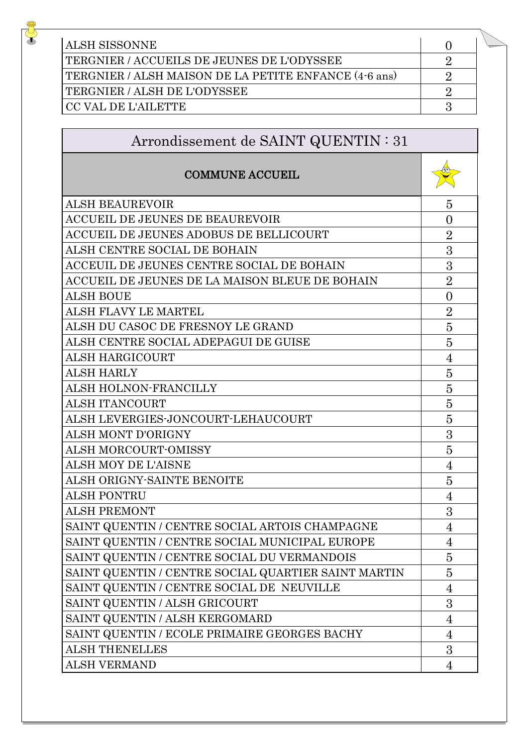| | |
|---|---|
| ALSH SISSONNE | 0 |
| TERGNIER / ACCUEILS DE JEUNES DE L'ODYSSEE | 2 |
| TERGNIER / ALSH MAISON DE LA PETITE ENFANCE (4-6 ans) | 2 |
| TERGNIER / ALSH DE L'ODYSSEE | 2 |
| CC VAL DE L'AILETTE | 3 |

## Arrondissement de SAINT QUENTIN : 31

| COMMUNE ACCUEIL | |
|---|---|
| ALSH BEAUREVOIR | 5 |
| ACCUEIL DE JEUNES DE BEAUREVOIR | 0 |
| ACCUEIL DE JEUNES ADOBUS DE BELLICOURT | 2 |
| ALSH CENTRE SOCIAL DE BOHAIN | 3 |
| ACCEUIL DE JEUNES CENTRE SOCIAL DE BOHAIN | 3 |
| ACCUEIL DE JEUNES DE LA MAISON BLEUE DE BOHAIN | 2 |
| ALSH BOUE | 0 |
| ALSH FLAVY LE MARTEL | 2 |
| ALSH DU CASOC DE FRESNOY LE GRAND | 5 |
| ALSH CENTRE SOCIAL ADEPAGUI DE GUISE | 5 |
| ALSH HARGICOURT | 4 |
| ALSH HARLY | 5 |
| ALSH HOLNON-FRANCILLY | 5 |
| ALSH ITANCOURT | 5 |
| ALSH LEVERGIES-JONCOURT-LEHAUCOURT | 5 |
| ALSH MONT D'ORIGNY | 3 |
| ALSH MORCOURT-OMISSY | 5 |
| ALSH MOY DE L'AISNE | 4 |
| ALSH ORIGNY-SAINTE BENOITE | 5 |
| ALSH PONTRU | 4 |
| ALSH PREMONT | 3 |
| SAINT QUENTIN / CENTRE SOCIAL ARTOIS CHAMPAGNE | 4 |
| SAINT QUENTIN / CENTRE SOCIAL MUNICIPAL EUROPE | 4 |
| SAINT QUENTIN / CENTRE SOCIAL DU VERMANDOIS | 5 |
| SAINT QUENTIN / CENTRE SOCIAL QUARTIER SAINT MARTIN | 5 |
| SAINT QUENTIN / CENTRE SOCIAL DE NEUVILLE | 4 |
| SAINT QUENTIN / ALSH GRICOURT | 3 |
| SAINT QUENTIN / ALSH KERGOMARD | 4 |
| SAINT QUENTIN / ECOLE PRIMAIRE GEORGES BACHY | 4 |
| ALSH THENELLES | 3 |
| ALSH VERMAND | 4 |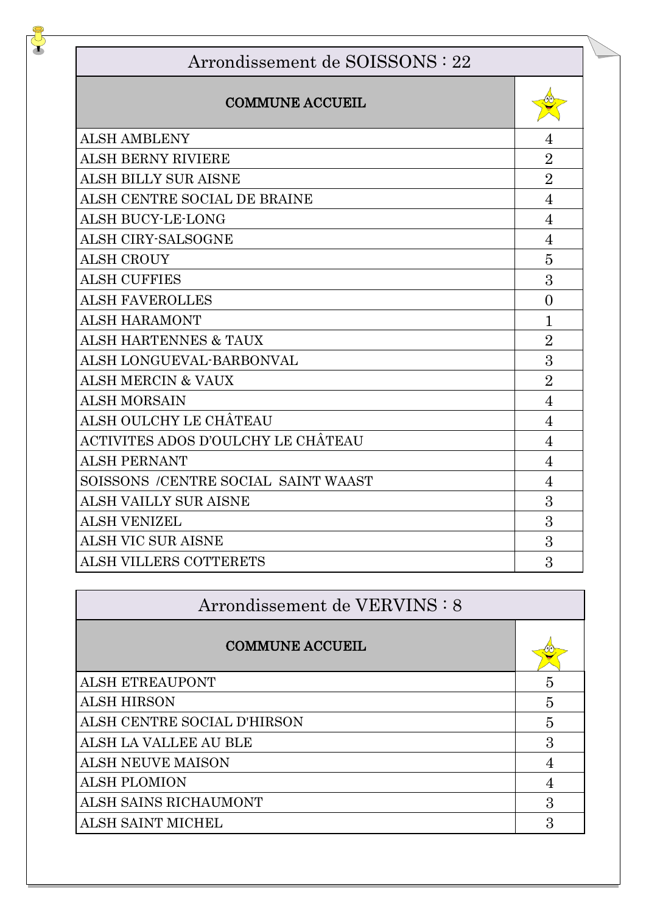## Arrondissement de SOISSONS : 22

| COMMUNE ACCUEIL | |
|---|---|
| ALSH AMBLENY | 4 |
| ALSH BERNY RIVIERE | 2 |
| ALSH BILLY SUR AISNE | 2 |
| ALSH CENTRE SOCIAL DE BRAINE | 4 |
| ALSH BUCY-LE-LONG | 4 |
| ALSH CIRY-SALSOGNE | 4 |
| ALSH CROUY | 5 |
| ALSH CUFFIES | 3 |
| ALSH FAVEROLLES | 0 |
| ALSH HARAMONT | 1 |
| ALSH HARTENNES & TAUX | 2 |
| ALSH LONGUEVAL-BARBONVAL | 3 |
| ALSH MERCIN & VAUX | 2 |
| ALSH MORSAIN | 4 |
| ALSH OULCHY LE CHÂTEAU | 4 |
| ACTIVITES ADOS D'OULCHY LE CHÂTEAU | 4 |
| ALSH PERNANT | 4 |
| SOISSONS /CENTRE SOCIAL SAINT WAAST | 4 |
| ALSH VAILLY SUR AISNE | 3 |
| ALSH VENIZEL | 3 |
| ALSH VIC SUR AISNE | 3 |
| ALSH VILLERS COTTERETS | 3 |

## Arrondissement de VERVINS : 8

| COMMUNE ACCUEIL | |
|---|---|
| ALSH ETREAUPONT | 5 |
| ALSH HIRSON | 5 |
| ALSH CENTRE SOCIAL D'HIRSON | 5 |
| ALSH LA VALLEE AU BLE | 3 |
| ALSH NEUVE MAISON | 4 |
| ALSH PLOMION | 4 |
| ALSH SAINS RICHAUMONT | 3 |
| ALSH SAINT MICHEL | 3 |